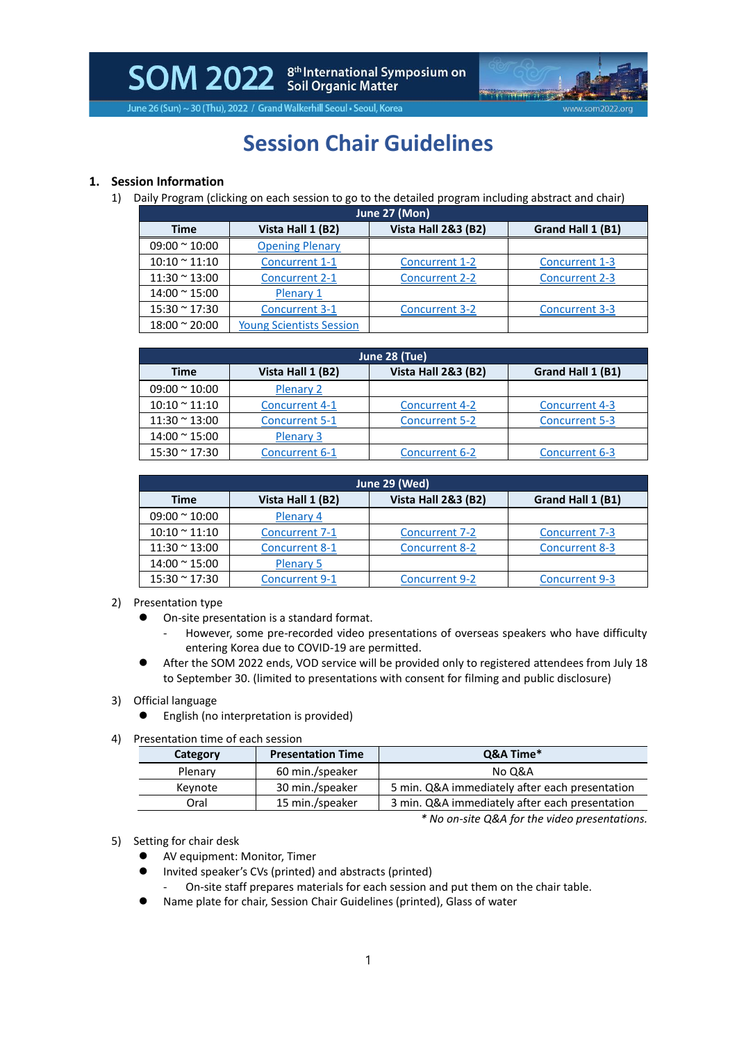SOM 2022 8th International Symposium on Soil Organic Matter

June 26 (Sun) ~ 30 (Thu), 2022 / Grand Walkerhill Seoul • Seoul, Korea www.som2022.org

# Session Chair Guidelines

## 1. Session Information

1) Daily Program (clicking on each session to go to the detailed program including abstract and chair)

| June 27 (Mon) | | | |
|---|---|---|---|
| **Time** | **Vista Hall 1 (B2)** | **Vista Hall 2&3 (B2)** | **Grand Hall 1 (B1)** |
| 09:00 ~ 10:00 | Opening Plenary | | |
| 10:10 ~ 11:10 | Concurrent 1-1 | Concurrent 1-2 | Concurrent 1-3 |
| 11:30 ~ 13:00 | Concurrent 2-1 | Concurrent 2-2 | Concurrent 2-3 |
| 14:00 ~ 15:00 | Plenary 1 | | |
| 15:30 ~ 17:30 | Concurrent 3-1 | Concurrent 3-2 | Concurrent 3-3 |
| 18:00 ~ 20:00 | Young Scientists Session | | |

| June 28 (Tue) | | | |
|---|---|---|---|
| **Time** | **Vista Hall 1 (B2)** | **Vista Hall 2&3 (B2)** | **Grand Hall 1 (B1)** |
| 09:00 ~ 10:00 | Plenary 2 | | |
| 10:10 ~ 11:10 | Concurrent 4-1 | Concurrent 4-2 | Concurrent 4-3 |
| 11:30 ~ 13:00 | Concurrent 5-1 | Concurrent 5-2 | Concurrent 5-3 |
| 14:00 ~ 15:00 | Plenary 3 | | |
| 15:30 ~ 17:30 | Concurrent 6-1 | Concurrent 6-2 | Concurrent 6-3 |

| June 29 (Wed) | | | |
|---|---|---|---|
| **Time** | **Vista Hall 1 (B2)** | **Vista Hall 2&3 (B2)** | **Grand Hall 1 (B1)** |
| 09:00 ~ 10:00 | Plenary 4 | | |
| 10:10 ~ 11:10 | Concurrent 7-1 | Concurrent 7-2 | Concurrent 7-3 |
| 11:30 ~ 13:00 | Concurrent 8-1 | Concurrent 8-2 | Concurrent 8-3 |
| 14:00 ~ 15:00 | Plenary 5 | | |
| 15:30 ~ 17:30 | Concurrent 9-1 | Concurrent 9-2 | Concurrent 9-3 |

2) Presentation type

- On-site presentation is a standard format.
  - However, some pre-recorded video presentations of overseas speakers who have difficulty entering Korea due to COVID-19 are permitted.
- After the SOM 2022 ends, VOD service will be provided only to registered attendees from July 18 to September 30. (limited to presentations with consent for filming and public disclosure)

3) Official language

- English (no interpretation is provided)

4) Presentation time of each session

| Category | Presentation Time | Q&A Time* |
|---|---|---|
| Plenary | 60 min./speaker | No Q&A |
| Keynote | 30 min./speaker | 5 min. Q&A immediately after each presentation |
| Oral | 15 min./speaker | 3 min. Q&A immediately after each presentation |

*\* No on-site Q&A for the video presentations.*

5) Setting for chair desk

- AV equipment: Monitor, Timer
- Invited speaker's CVs (printed) and abstracts (printed)
  - On-site staff prepares materials for each session and put them on the chair table.
- Name plate for chair, Session Chair Guidelines (printed), Glass of water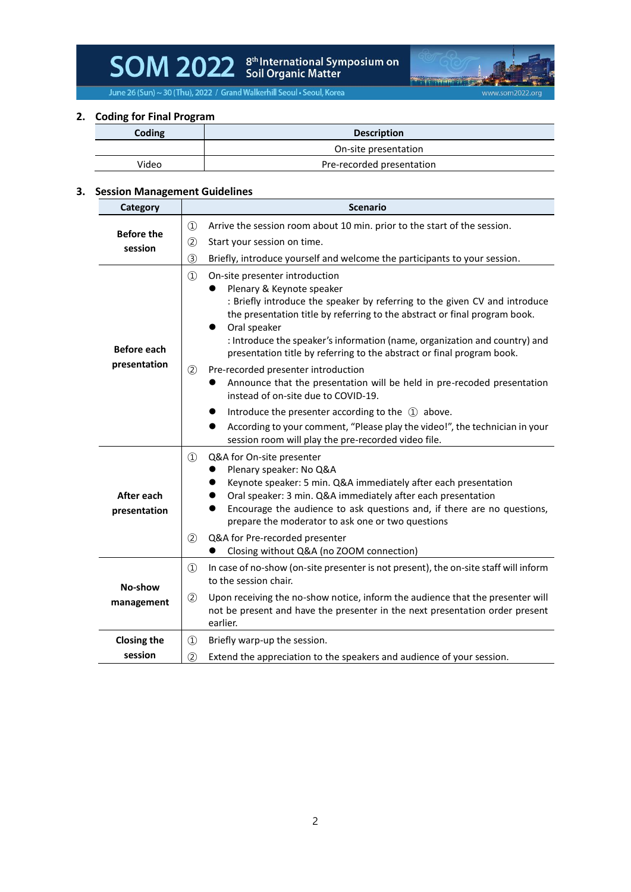## 2. Coding for Final Program

| Coding | Description |
|---|---|
| | On-site presentation |
| Video | Pre-recorded presentation |

## 3. Session Management Guidelines

| Category | Scenario |
|---|---|
| **Before the session** | ① Arrive the session room about 10 min. prior to the start of the session.<br>② Start your session on time.<br>③ Briefly, introduce yourself and welcome the participants to your session. |
| **Before each presentation** | ① On-site presenter introduction<br>● Plenary & Keynote speaker<br>: Briefly introduce the speaker by referring to the given CV and introduce the presentation title by referring to the abstract or final program book.<br>● Oral speaker<br>: Introduce the speaker's information (name, organization and country) and presentation title by referring to the abstract or final program book.<br>② Pre-recorded presenter introduction<br>● Announce that the presentation will be held in pre-recoded presentation instead of on-site due to COVID-19.<br>● Introduce the presenter according to the ① above.<br>● According to your comment, "Please play the video!", the technician in your session room will play the pre-recorded video file. |
| **After each presentation** | ① Q&A for On-site presenter<br>● Plenary speaker: No Q&A<br>● Keynote speaker: 5 min. Q&A immediately after each presentation<br>● Oral speaker: 3 min. Q&A immediately after each presentation<br>● Encourage the audience to ask questions and, if there are no questions, prepare the moderator to ask one or two questions<br>② Q&A for Pre-recorded presenter<br>● Closing without Q&A (no ZOOM connection) |
| **No-show management** | ① In case of no-show (on-site presenter is not present), the on-site staff will inform to the session chair.<br>② Upon receiving the no-show notice, inform the audience that the presenter will not be present and have the presenter in the next presentation order present earlier. |
| **Closing the session** | ① Briefly warp-up the session.<br>② Extend the appreciation to the speakers and audience of your session. |